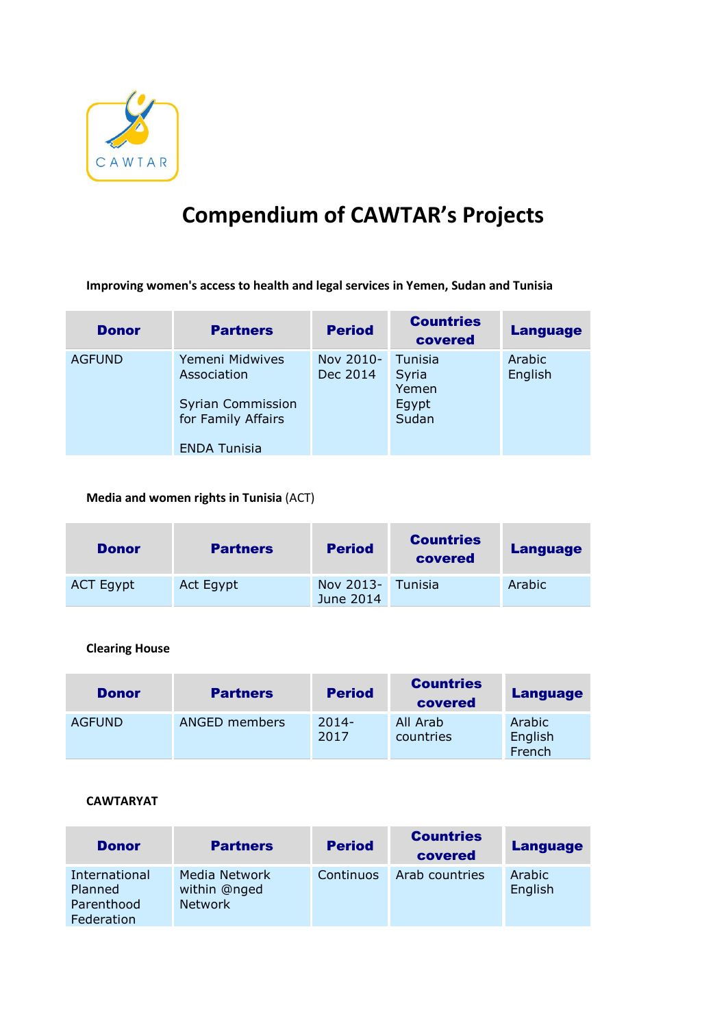# Compendium of CAWTAR's Projects

**Improving women's access to health and legal services in Yemen, Sudan and Tunisia**

| Donor | Partners | Period | Countries covered | Language |
|---|---|---|---|---|
| AGFUND | Yemeni Midwives Association<br><br>Syrian Commission for Family Affairs<br><br>ENDA Tunisia | Nov 2010-Dec 2014 | Tunisia<br>Syria<br>Yemen<br>Egypt<br>Sudan | Arabic<br>English |

**Media and women rights in Tunisia** (ACT)

| Donor | Partners | Period | Countries covered | Language |
|---|---|---|---|---|
| ACT Egypt | Act Egypt | Nov 2013-June 2014 | Tunisia | Arabic |

**Clearing House**

| Donor | Partners | Period | Countries covered | Language |
|---|---|---|---|---|
| AGFUND | ANGED members | 2014-2017 | All Arab countries | Arabic<br>English<br>French |

**CAWTARYAT**

| Donor | Partners | Period | Countries covered | Language |
|---|---|---|---|---|
| International Planned Parenthood Federation | Media Network within @nged Network | Continuos | Arab countries | Arabic<br>English |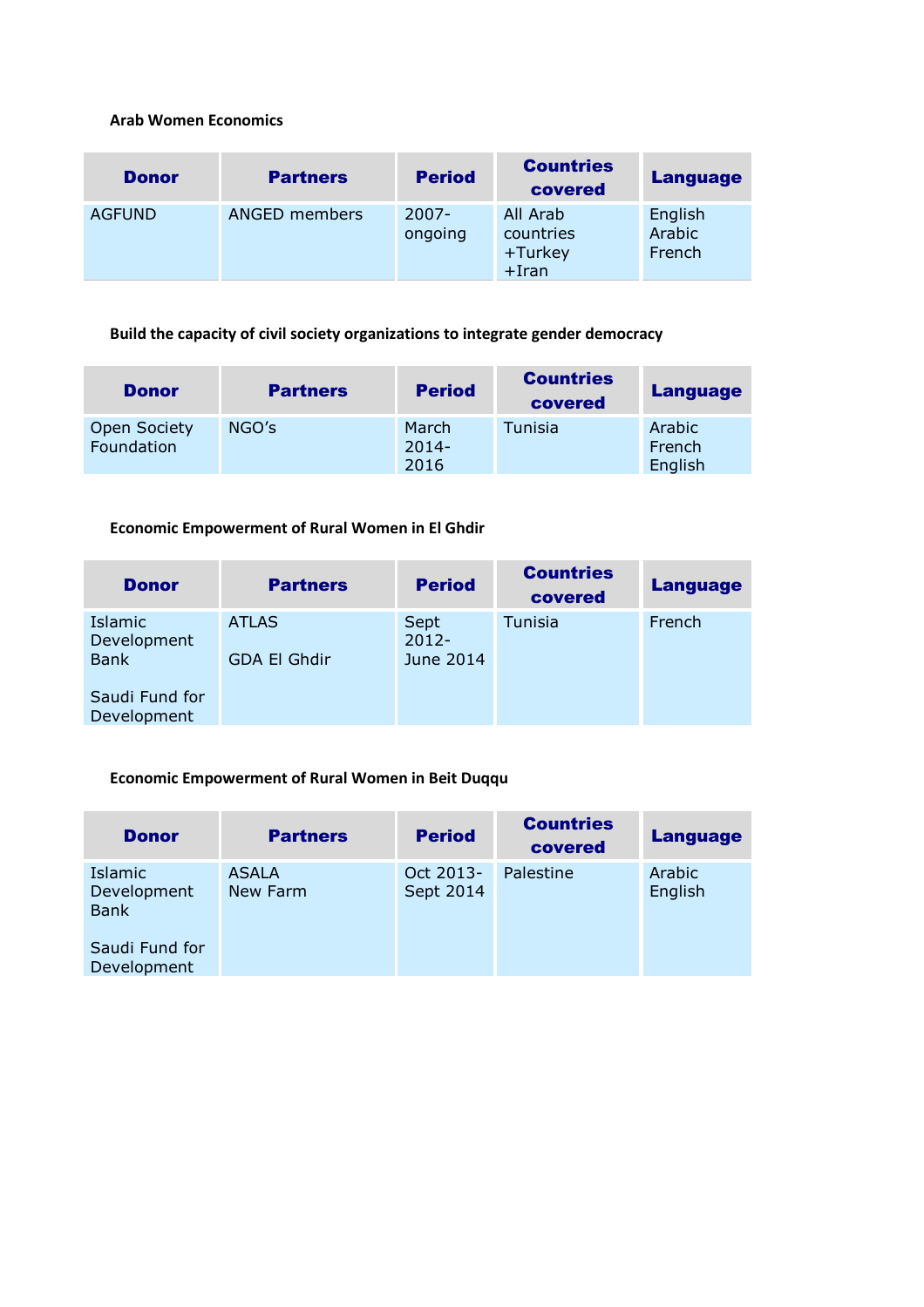**Arab Women Economics**

| Donor | Partners | Period | Countries covered | Language |
|---|---|---|---|---|
| AGFUND | ANGED members | 2007-ongoing | All Arab countries +Turkey +Iran | English Arabic French |

**Build the capacity of civil society organizations to integrate gender democracy**

| Donor | Partners | Period | Countries covered | Language |
|---|---|---|---|---|
| Open Society Foundation | NGO's | March 2014-2016 | Tunisia | Arabic French English |

**Economic Empowerment of Rural Women in El Ghdir**

| Donor | Partners | Period | Countries covered | Language |
|---|---|---|---|---|
| Islamic Development Bank<br><br>Saudi Fund for Development | ATLAS<br><br>GDA El Ghdir | Sept 2012-June 2014 | Tunisia | French |

**Economic Empowerment of Rural Women in Beit Duqqu**

| Donor | Partners | Period | Countries covered | Language |
|---|---|---|---|---|
| Islamic Development Bank<br><br>Saudi Fund for Development | ASALA<br>New Farm | Oct 2013-Sept 2014 | Palestine | Arabic English |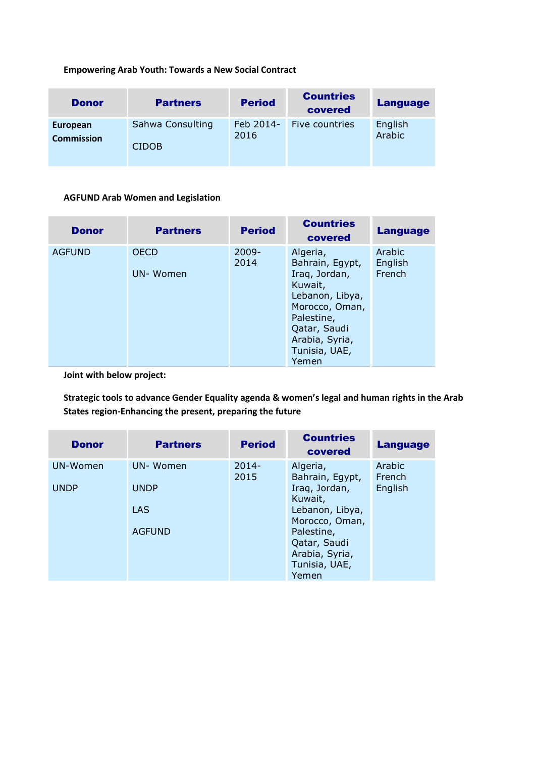**Empowering Arab Youth: Towards a New Social Contract**

| Donor | Partners | Period | Countries covered | Language |
|---|---|---|---|---|
| **European Commission** | Sahwa Consulting<br><br>CIDOB | Feb 2014-2016 | Five countries | English Arabic |

**AGFUND Arab Women and Legislation**

| Donor | Partners | Period | Countries covered | Language |
|---|---|---|---|---|
| AGFUND | OECD<br><br>UN- Women | 2009-2014 | Algeria, Bahrain, Egypt, Iraq, Jordan, Kuwait, Lebanon, Libya, Morocco, Oman, Palestine, Qatar, Saudi Arabia, Syria, Tunisia, UAE, Yemen | Arabic English French |

**Joint with below project:**

**Strategic tools to advance Gender Equality agenda & women's legal and human rights in the Arab States region-Enhancing the present, preparing the future**

| Donor | Partners | Period | Countries covered | Language |
|---|---|---|---|---|
| UN-Women<br><br>UNDP | UN- Women<br><br>UNDP<br><br>LAS<br><br>AGFUND | 2014-2015 | Algeria, Bahrain, Egypt, Iraq, Jordan, Kuwait, Lebanon, Libya, Morocco, Oman, Palestine, Qatar, Saudi Arabia, Syria, Tunisia, UAE, Yemen | Arabic French English |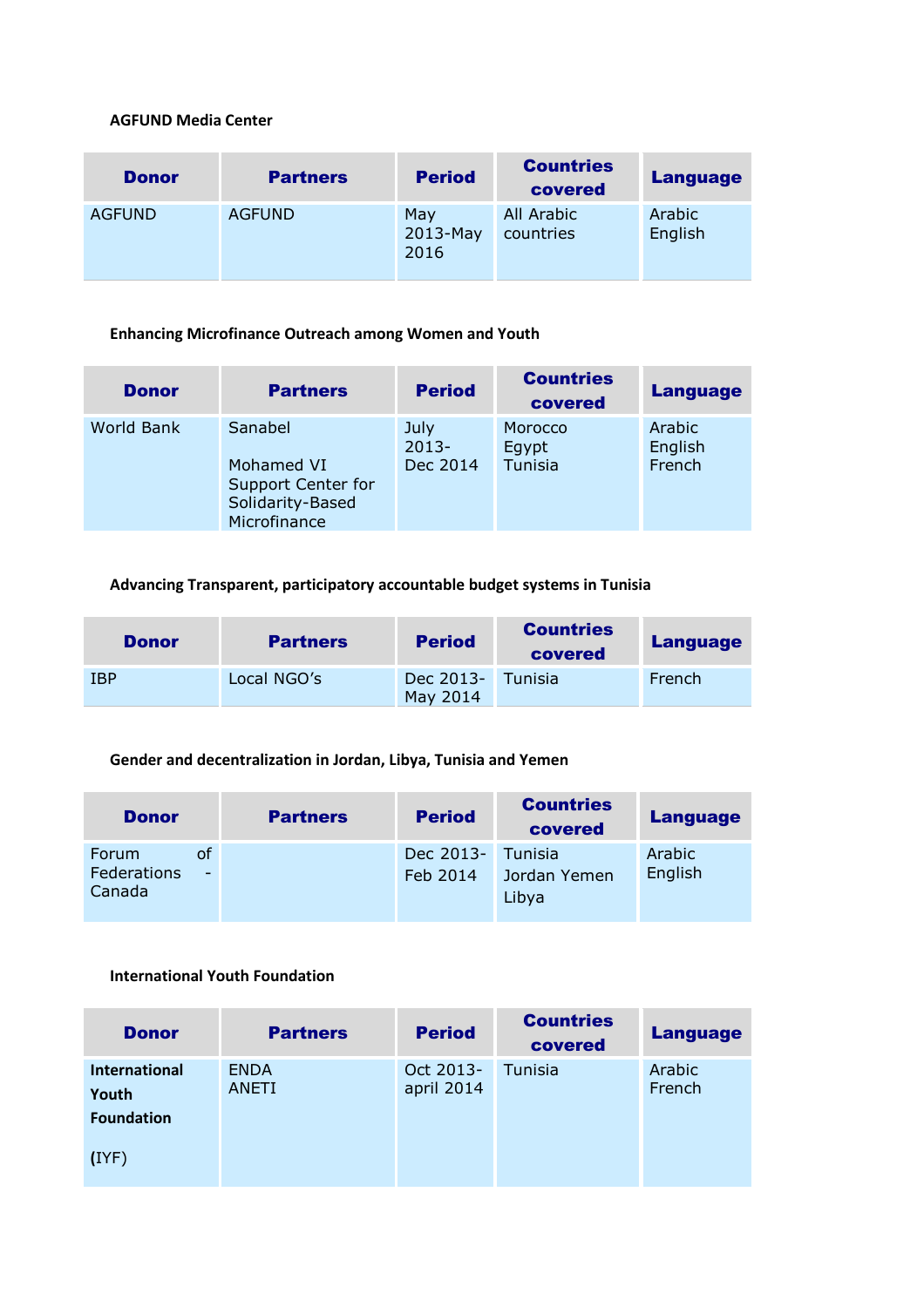**AGFUND Media Center**

| Donor | Partners | Period | Countries covered | Language |
|---|---|---|---|---|
| AGFUND | AGFUND | May 2013-May 2016 | All Arabic countries | Arabic English |

**Enhancing Microfinance Outreach among Women and Youth**

| Donor | Partners | Period | Countries covered | Language |
|---|---|---|---|---|
| World Bank | Sanabel<br><br>Mohamed VI Support Center for Solidarity-Based Microfinance | July 2013-Dec 2014 | Morocco Egypt Tunisia | Arabic English French |

**Advancing Transparent, participatory accountable budget systems in Tunisia**

| Donor | Partners | Period | Countries covered | Language |
|---|---|---|---|---|
| IBP | Local NGO's | Dec 2013-May 2014 | Tunisia | French |

**Gender and decentralization in Jordan, Libya, Tunisia and Yemen**

| Donor | Partners | Period | Countries covered | Language |
|---|---|---|---|---|
| Forum of Federations - Canada | | Dec 2013-Feb 2014 | Tunisia Jordan Yemen Libya | Arabic English |

**International Youth Foundation**

| Donor | Partners | Period | Countries covered | Language |
|---|---|---|---|---|
| **International Youth Foundation**<br><br>**(**IYF) | ENDA ANETI | Oct 2013-april 2014 | Tunisia | Arabic French |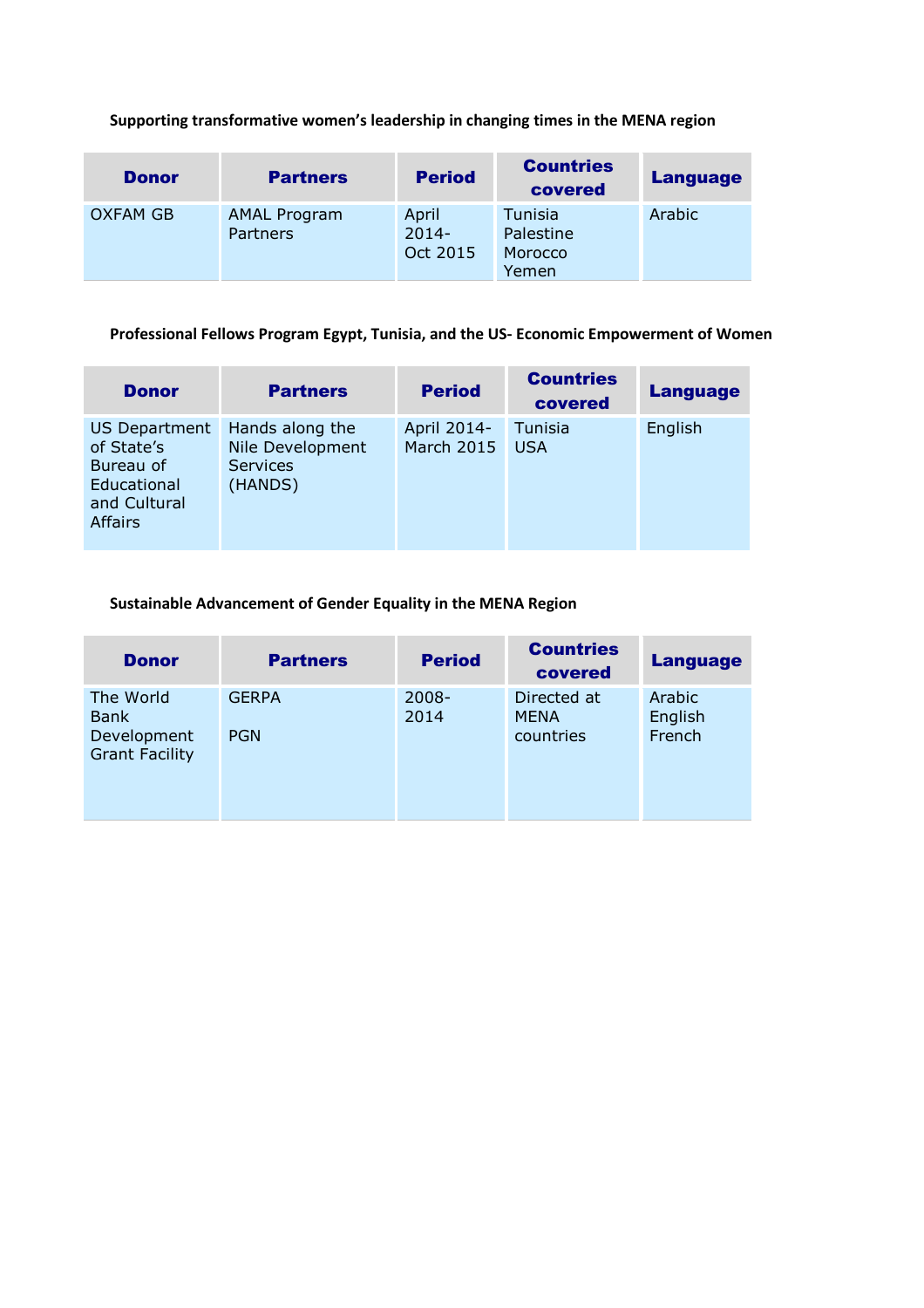**Supporting transformative women's leadership in changing times in the MENA region**

| Donor | Partners | Period | Countries covered | Language |
|---|---|---|---|---|
| OXFAM GB | AMAL Program Partners | April 2014-Oct 2015 | Tunisia<br>Palestine<br>Morocco<br>Yemen | Arabic |

**Professional Fellows Program Egypt, Tunisia, and the US- Economic Empowerment of Women**

| Donor | Partners | Period | Countries covered | Language |
|---|---|---|---|---|
| US Department of State's Bureau of Educational and Cultural Affairs | Hands along the Nile Development Services (HANDS) | April 2014-March 2015 | Tunisia<br>USA | English |

**Sustainable Advancement of Gender Equality in the MENA Region**

| Donor | Partners | Period | Countries covered | Language |
|---|---|---|---|---|
| The World Bank Development Grant Facility | GERPA<br><br>PGN | 2008-2014 | Directed at MENA countries | Arabic<br>English<br>French |